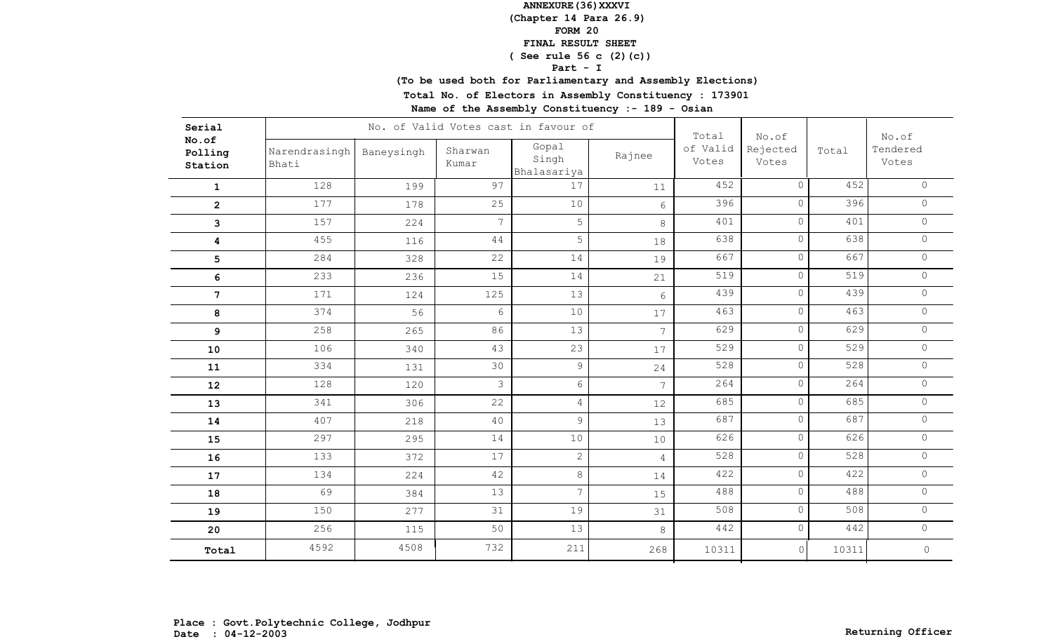**ANNEXURE(36)XXXVI**
**(Chapter 14 Para 26.9)**
**FORM 20**
**FINAL RESULT SHEET**
**( See rule 56 c (2)(c))**
**Part - I**
**(To be used both for Parliamentary and Assembly Elections)**
**Total No. of Electors in Assembly Constituency : 173901**
**Name of the Assembly Constituency :- 189 - Osian**

| Serial No.of Polling Station | No. of Valid Votes cast in favour of | | | | | Total of Valid Votes | No.of Rejected Votes | Total | No.of Tendered Votes |
|---|---|---|---|---|---|---|---|---|---|
| | Narendrasingh Bhati | Baneysingh | Sharwan Kumar | Gopal Singh Bhalasariya | Rajnee | | | | |
| 1 | 128 | 199 | 97 | 17 | 11 | 452 | 0 | 452 | 0 |
| 2 | 177 | 178 | 25 | 10 | 6 | 396 | 0 | 396 | 0 |
| 3 | 157 | 224 | 7 | 5 | 8 | 401 | 0 | 401 | 0 |
| 4 | 455 | 116 | 44 | 5 | 18 | 638 | 0 | 638 | 0 |
| 5 | 284 | 328 | 22 | 14 | 19 | 667 | 0 | 667 | 0 |
| 6 | 233 | 236 | 15 | 14 | 21 | 519 | 0 | 519 | 0 |
| 7 | 171 | 124 | 125 | 13 | 6 | 439 | 0 | 439 | 0 |
| 8 | 374 | 56 | 6 | 10 | 17 | 463 | 0 | 463 | 0 |
| 9 | 258 | 265 | 86 | 13 | 7 | 629 | 0 | 629 | 0 |
| 10 | 106 | 340 | 43 | 23 | 17 | 529 | 0 | 529 | 0 |
| 11 | 334 | 131 | 30 | 9 | 24 | 528 | 0 | 528 | 0 |
| 12 | 128 | 120 | 3 | 6 | 7 | 264 | 0 | 264 | 0 |
| 13 | 341 | 306 | 22 | 4 | 12 | 685 | 0 | 685 | 0 |
| 14 | 407 | 218 | 40 | 9 | 13 | 687 | 0 | 687 | 0 |
| 15 | 297 | 295 | 14 | 10 | 10 | 626 | 0 | 626 | 0 |
| 16 | 133 | 372 | 17 | 2 | 4 | 528 | 0 | 528 | 0 |
| 17 | 134 | 224 | 42 | 8 | 14 | 422 | 0 | 422 | 0 |
| 18 | 69 | 384 | 13 | 7 | 15 | 488 | 0 | 488 | 0 |
| 19 | 150 | 277 | 31 | 19 | 31 | 508 | 0 | 508 | 0 |
| 20 | 256 | 115 | 50 | 13 | 8 | 442 | 0 | 442 | 0 |
| **Total** | 4592 | 4508 | 732 | 211 | 268 | 10311 | 0 | 10311 | 0 |

**Place : Govt.Polytechnic College, Jodhpur**
**Date : 04-12-2003**

**Returning Officer**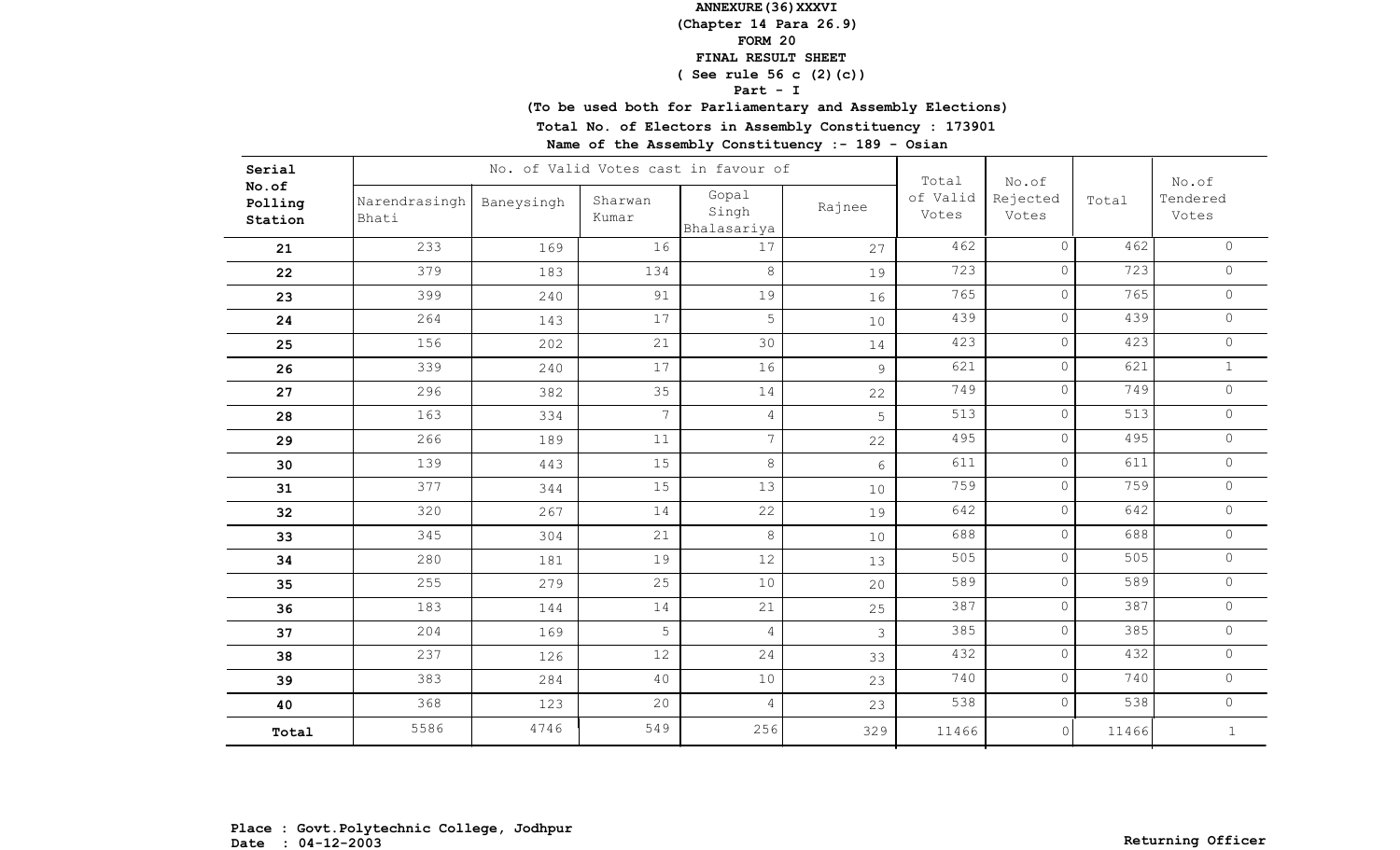**ANNEXURE(36)XXXVI**
**(Chapter 14 Para 26.9)**
**FORM 20**
**FINAL RESULT SHEET**
**( See rule 56 c (2)(c))**
**Part - I**
**(To be used both for Parliamentary and Assembly Elections)**
**Total No. of Electors in Assembly Constituency : 173901**
**Name of the Assembly Constituency :- 189 - Osian**

| Serial No.of Polling Station | No. of Valid Votes cast in favour of | | | | | Total of Valid Votes | No.of Rejected Votes | Total | No.of Tendered Votes |
|---|---|---|---|---|---|---|---|---|---|
| | Narendrasingh Bhati | Baneysingh | Sharwan Kumar | Gopal Singh Bhalasariya | Rajnee | | | | |
| **21** | 233 | 169 | 16 | 17 | 27 | 462 | 0 | 462 | 0 |
| **22** | 379 | 183 | 134 | 8 | 19 | 723 | 0 | 723 | 0 |
| **23** | 399 | 240 | 91 | 19 | 16 | 765 | 0 | 765 | 0 |
| **24** | 264 | 143 | 17 | 5 | 10 | 439 | 0 | 439 | 0 |
| **25** | 156 | 202 | 21 | 30 | 14 | 423 | 0 | 423 | 0 |
| **26** | 339 | 240 | 17 | 16 | 9 | 621 | 0 | 621 | 1 |
| **27** | 296 | 382 | 35 | 14 | 22 | 749 | 0 | 749 | 0 |
| **28** | 163 | 334 | 7 | 4 | 5 | 513 | 0 | 513 | 0 |
| **29** | 266 | 189 | 11 | 7 | 22 | 495 | 0 | 495 | 0 |
| **30** | 139 | 443 | 15 | 8 | 6 | 611 | 0 | 611 | 0 |
| **31** | 377 | 344 | 15 | 13 | 10 | 759 | 0 | 759 | 0 |
| **32** | 320 | 267 | 14 | 22 | 19 | 642 | 0 | 642 | 0 |
| **33** | 345 | 304 | 21 | 8 | 10 | 688 | 0 | 688 | 0 |
| **34** | 280 | 181 | 19 | 12 | 13 | 505 | 0 | 505 | 0 |
| **35** | 255 | 279 | 25 | 10 | 20 | 589 | 0 | 589 | 0 |
| **36** | 183 | 144 | 14 | 21 | 25 | 387 | 0 | 387 | 0 |
| **37** | 204 | 169 | 5 | 4 | 3 | 385 | 0 | 385 | 0 |
| **38** | 237 | 126 | 12 | 24 | 33 | 432 | 0 | 432 | 0 |
| **39** | 383 | 284 | 40 | 10 | 23 | 740 | 0 | 740 | 0 |
| **40** | 368 | 123 | 20 | 4 | 23 | 538 | 0 | 538 | 0 |
| **Total** | 5586 | 4746 | 549 | 256 | 329 | 11466 | 0 | 11466 | 1 |

**Place : Govt.Polytechnic College, Jodhpur**
**Date : 04-12-2003**

**Returning Officer**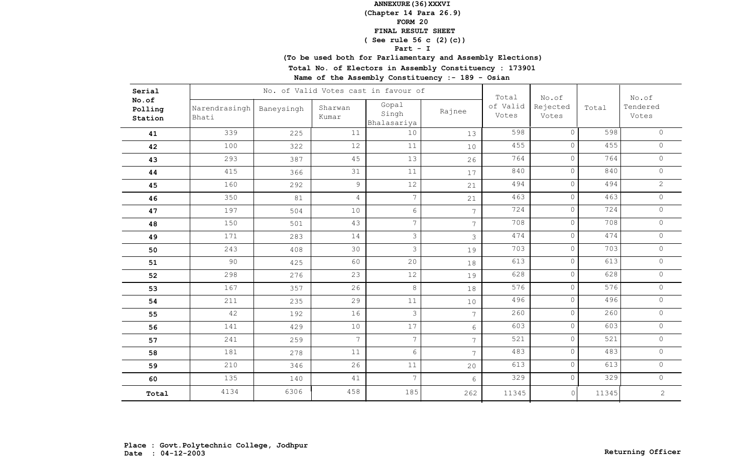**ANNEXURE(36)XXXVI**
**(Chapter 14 Para 26.9)**
**FORM 20**
**FINAL RESULT SHEET**
**( See rule 56 c (2)(c))**
**Part - I**
**(To be used both for Parliamentary and Assembly Elections)**
**Total No. of Electors in Assembly Constituency : 173901**
**Name of the Assembly Constituency :- 189 - Osian**

| Serial No.of Polling Station | No. of Valid Votes cast in favour of | | | | | Total of Valid Votes | No.of Rejected Votes | Total | No.of Tendered Votes |
|---|---|---|---|---|---|---|---|---|---|
| | Narendrasingh Bhati | Baneysingh | Sharwan Kumar | Gopal Singh Bhalasariya | Rajnee | | | | |
| **41** | 339 | 225 | 11 | 10 | 13 | 598 | 0 | 598 | 0 |
| **42** | 100 | 322 | 12 | 11 | 10 | 455 | 0 | 455 | 0 |
| **43** | 293 | 387 | 45 | 13 | 26 | 764 | 0 | 764 | 0 |
| **44** | 415 | 366 | 31 | 11 | 17 | 840 | 0 | 840 | 0 |
| **45** | 160 | 292 | 9 | 12 | 21 | 494 | 0 | 494 | 2 |
| **46** | 350 | 81 | 4 | 7 | 21 | 463 | 0 | 463 | 0 |
| **47** | 197 | 504 | 10 | 6 | 7 | 724 | 0 | 724 | 0 |
| **48** | 150 | 501 | 43 | 7 | 7 | 708 | 0 | 708 | 0 |
| **49** | 171 | 283 | 14 | 3 | 3 | 474 | 0 | 474 | 0 |
| **50** | 243 | 408 | 30 | 3 | 19 | 703 | 0 | 703 | 0 |
| **51** | 90 | 425 | 60 | 20 | 18 | 613 | 0 | 613 | 0 |
| **52** | 298 | 276 | 23 | 12 | 19 | 628 | 0 | 628 | 0 |
| **53** | 167 | 357 | 26 | 8 | 18 | 576 | 0 | 576 | 0 |
| **54** | 211 | 235 | 29 | 11 | 10 | 496 | 0 | 496 | 0 |
| **55** | 42 | 192 | 16 | 3 | 7 | 260 | 0 | 260 | 0 |
| **56** | 141 | 429 | 10 | 17 | 6 | 603 | 0 | 603 | 0 |
| **57** | 241 | 259 | 7 | 7 | 7 | 521 | 0 | 521 | 0 |
| **58** | 181 | 278 | 11 | 6 | 7 | 483 | 0 | 483 | 0 |
| **59** | 210 | 346 | 26 | 11 | 20 | 613 | 0 | 613 | 0 |
| **60** | 135 | 140 | 41 | 7 | 6 | 329 | 0 | 329 | 0 |
| **Total** | 4134 | 6306 | 458 | 185 | 262 | 11345 | 0 | 11345 | 2 |

**Place : Govt.Polytechnic College, Jodhpur**
**Date : 04-12-2003**

**Returning Officer**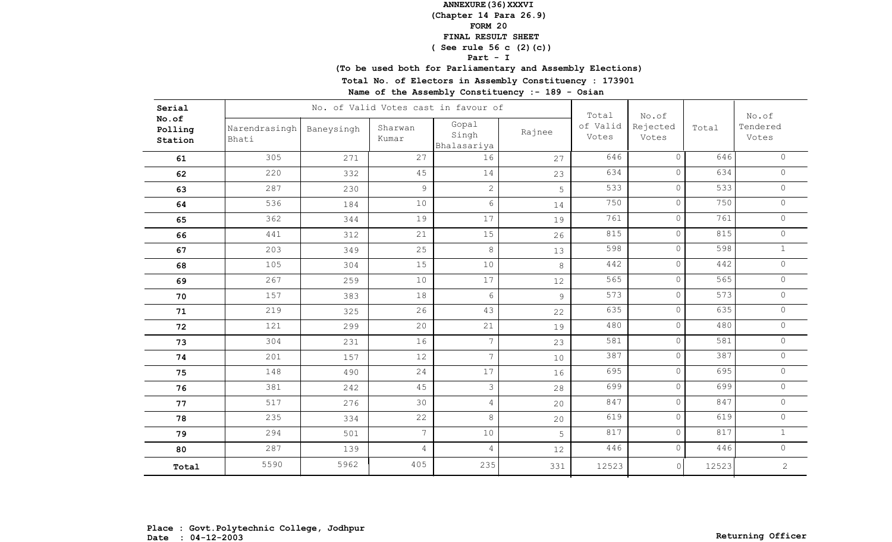**ANNEXURE(36)XXXVI**
**(Chapter 14 Para 26.9)**
**FORM 20**
**FINAL RESULT SHEET**
**( See rule 56 c (2)(c))**
**Part - I**
**(To be used both for Parliamentary and Assembly Elections)**
**Total No. of Electors in Assembly Constituency : 173901**
**Name of the Assembly Constituency :- 189 - Osian**

| Serial No.of Polling Station | No. of Valid Votes cast in favour of | | | | | Total of Valid Votes | No.of Rejected Votes | Total | No.of Tendered Votes |
|---|---|---|---|---|---|---|---|---|---|
| | Narendrasingh Bhati | Baneysingh | Sharwan Kumar | Gopal Singh Bhalasariya | Rajnee | | | | |
| 61 | 305 | 271 | 27 | 16 | 27 | 646 | 0 | 646 | 0 |
| 62 | 220 | 332 | 45 | 14 | 23 | 634 | 0 | 634 | 0 |
| 63 | 287 | 230 | 9 | 2 | 5 | 533 | 0 | 533 | 0 |
| 64 | 536 | 184 | 10 | 6 | 14 | 750 | 0 | 750 | 0 |
| 65 | 362 | 344 | 19 | 17 | 19 | 761 | 0 | 761 | 0 |
| 66 | 441 | 312 | 21 | 15 | 26 | 815 | 0 | 815 | 0 |
| 67 | 203 | 349 | 25 | 8 | 13 | 598 | 0 | 598 | 1 |
| 68 | 105 | 304 | 15 | 10 | 8 | 442 | 0 | 442 | 0 |
| 69 | 267 | 259 | 10 | 17 | 12 | 565 | 0 | 565 | 0 |
| 70 | 157 | 383 | 18 | 6 | 9 | 573 | 0 | 573 | 0 |
| 71 | 219 | 325 | 26 | 43 | 22 | 635 | 0 | 635 | 0 |
| 72 | 121 | 299 | 20 | 21 | 19 | 480 | 0 | 480 | 0 |
| 73 | 304 | 231 | 16 | 7 | 23 | 581 | 0 | 581 | 0 |
| 74 | 201 | 157 | 12 | 7 | 10 | 387 | 0 | 387 | 0 |
| 75 | 148 | 490 | 24 | 17 | 16 | 695 | 0 | 695 | 0 |
| 76 | 381 | 242 | 45 | 3 | 28 | 699 | 0 | 699 | 0 |
| 77 | 517 | 276 | 30 | 4 | 20 | 847 | 0 | 847 | 0 |
| 78 | 235 | 334 | 22 | 8 | 20 | 619 | 0 | 619 | 0 |
| 79 | 294 | 501 | 7 | 10 | 5 | 817 | 0 | 817 | 1 |
| 80 | 287 | 139 | 4 | 4 | 12 | 446 | 0 | 446 | 0 |
| **Total** | 5590 | 5962 | 405 | 235 | 331 | 12523 | 0 | 12523 | 2 |

**Place : Govt.Polytechnic College, Jodhpur**
**Date : 04-12-2003**

**Returning Officer**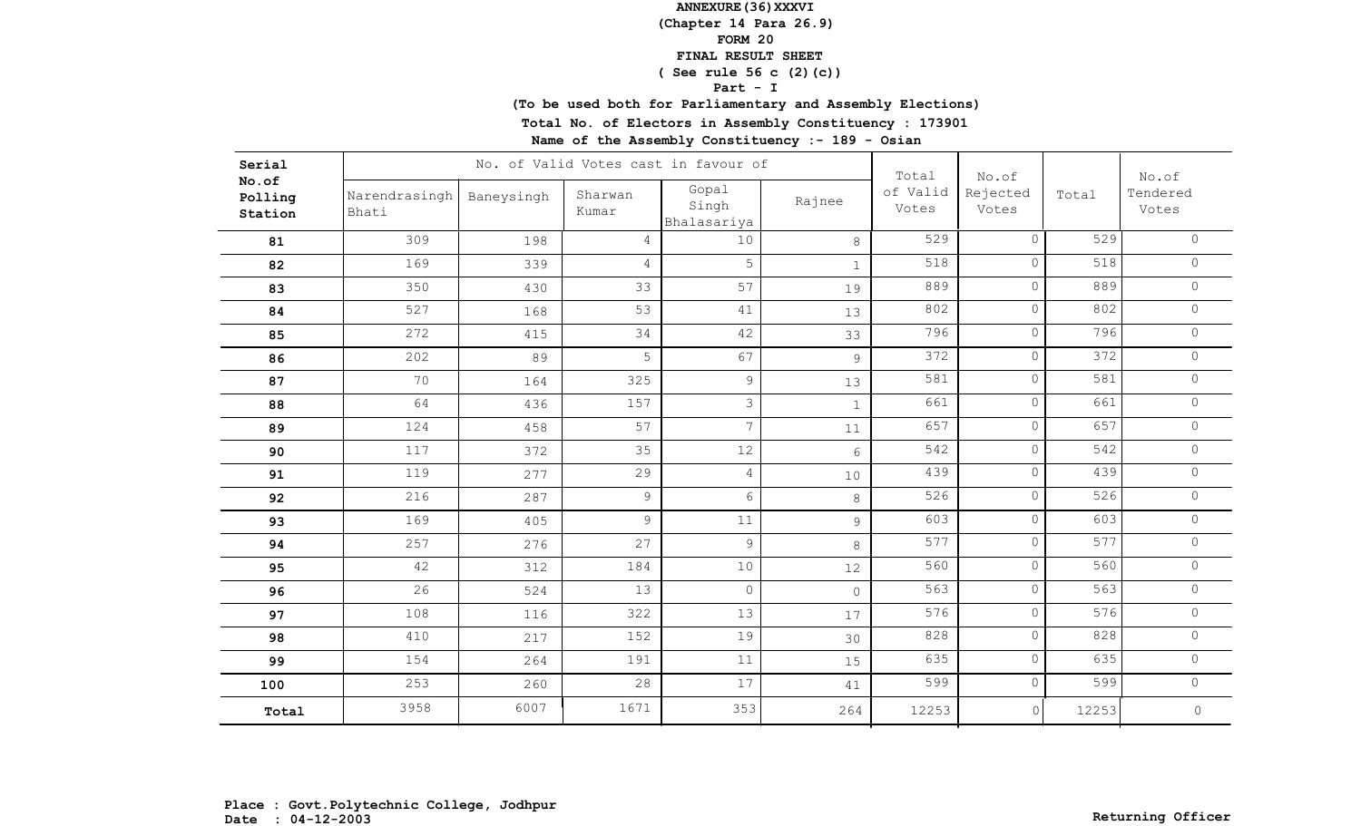**ANNEXURE(36)XXXVI**
**(Chapter 14 Para 26.9)**
**FORM 20**
**FINAL RESULT SHEET**
**( See rule 56 c (2)(c))**
**Part - I**
**(To be used both for Parliamentary and Assembly Elections)**
**Total No. of Electors in Assembly Constituency : 173901**
**Name of the Assembly Constituency :- 189 - Osian**

| Serial No.of Polling Station | No. of Valid Votes cast in favour of | | | | | Total of Valid Votes | No.of Rejected Votes | Total | No.of Tendered Votes |
|---|---|---|---|---|---|---|---|---|---|
| | Narendrasingh Bhati | Baneysingh | Sharwan Kumar | Gopal Singh Bhalasariya | Rajnee | | | | |
| **81** | 309 | 198 | 4 | 10 | 8 | 529 | 0 | 529 | 0 |
| **82** | 169 | 339 | 4 | 5 | 1 | 518 | 0 | 518 | 0 |
| **83** | 350 | 430 | 33 | 57 | 19 | 889 | 0 | 889 | 0 |
| **84** | 527 | 168 | 53 | 41 | 13 | 802 | 0 | 802 | 0 |
| **85** | 272 | 415 | 34 | 42 | 33 | 796 | 0 | 796 | 0 |
| **86** | 202 | 89 | 5 | 67 | 9 | 372 | 0 | 372 | 0 |
| **87** | 70 | 164 | 325 | 9 | 13 | 581 | 0 | 581 | 0 |
| **88** | 64 | 436 | 157 | 3 | 1 | 661 | 0 | 661 | 0 |
| **89** | 124 | 458 | 57 | 7 | 11 | 657 | 0 | 657 | 0 |
| **90** | 117 | 372 | 35 | 12 | 6 | 542 | 0 | 542 | 0 |
| **91** | 119 | 277 | 29 | 4 | 10 | 439 | 0 | 439 | 0 |
| **92** | 216 | 287 | 9 | 6 | 8 | 526 | 0 | 526 | 0 |
| **93** | 169 | 405 | 9 | 11 | 9 | 603 | 0 | 603 | 0 |
| **94** | 257 | 276 | 27 | 9 | 8 | 577 | 0 | 577 | 0 |
| **95** | 42 | 312 | 184 | 10 | 12 | 560 | 0 | 560 | 0 |
| **96** | 26 | 524 | 13 | 0 | 0 | 563 | 0 | 563 | 0 |
| **97** | 108 | 116 | 322 | 13 | 17 | 576 | 0 | 576 | 0 |
| **98** | 410 | 217 | 152 | 19 | 30 | 828 | 0 | 828 | 0 |
| **99** | 154 | 264 | 191 | 11 | 15 | 635 | 0 | 635 | 0 |
| **100** | 253 | 260 | 28 | 17 | 41 | 599 | 0 | 599 | 0 |
| **Total** | 3958 | 6007 | 1671 | 353 | 264 | 12253 | 0 | 12253 | 0 |

**Place : Govt.Polytechnic College, Jodhpur**
**Date : 04-12-2003**

**Returning Officer**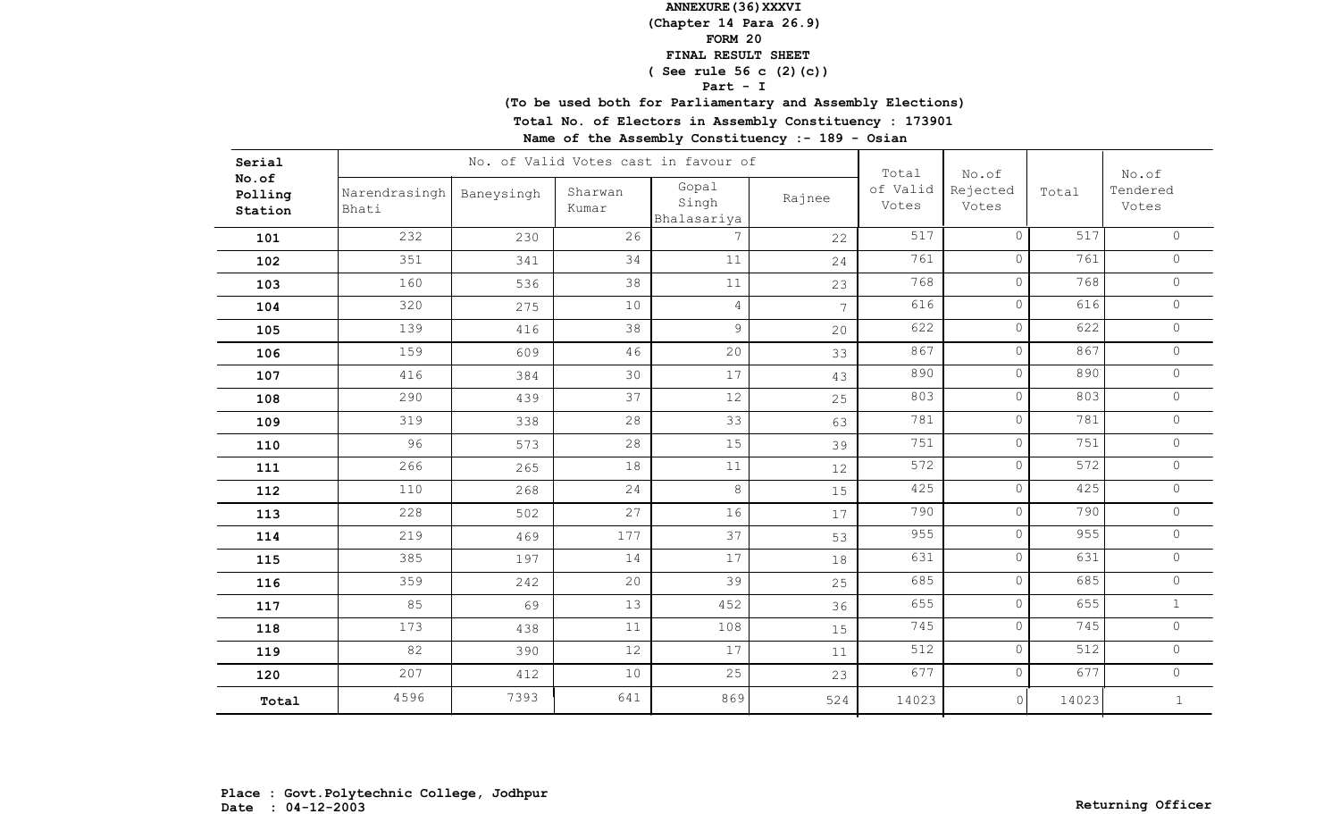**ANNEXURE(36)XXXVI**
**(Chapter 14 Para 26.9)**
**FORM 20**
**FINAL RESULT SHEET**
**( See rule 56 c (2)(c))**
**Part - I**
**(To be used both for Parliamentary and Assembly Elections)**
**Total No. of Electors in Assembly Constituency : 173901**
**Name of the Assembly Constituency :- 189 - Osian**

| Serial No.of Polling Station | No. of Valid Votes cast in favour of | | | | | Total of Valid Votes | No.of Rejected Votes | Total | No.of Tendered Votes |
|---|---|---|---|---|---|---|---|---|---|
| | Narendrasingh Bhati | Baneysingh | Sharwan Kumar | Gopal Singh Bhalasariya | Rajnee | | | | |
| 101 | 232 | 230 | 26 | 7 | 22 | 517 | 0 | 517 | 0 |
| 102 | 351 | 341 | 34 | 11 | 24 | 761 | 0 | 761 | 0 |
| 103 | 160 | 536 | 38 | 11 | 23 | 768 | 0 | 768 | 0 |
| 104 | 320 | 275 | 10 | 4 | 7 | 616 | 0 | 616 | 0 |
| 105 | 139 | 416 | 38 | 9 | 20 | 622 | 0 | 622 | 0 |
| 106 | 159 | 609 | 46 | 20 | 33 | 867 | 0 | 867 | 0 |
| 107 | 416 | 384 | 30 | 17 | 43 | 890 | 0 | 890 | 0 |
| 108 | 290 | 439 | 37 | 12 | 25 | 803 | 0 | 803 | 0 |
| 109 | 319 | 338 | 28 | 33 | 63 | 781 | 0 | 781 | 0 |
| 110 | 96 | 573 | 28 | 15 | 39 | 751 | 0 | 751 | 0 |
| 111 | 266 | 265 | 18 | 11 | 12 | 572 | 0 | 572 | 0 |
| 112 | 110 | 268 | 24 | 8 | 15 | 425 | 0 | 425 | 0 |
| 113 | 228 | 502 | 27 | 16 | 17 | 790 | 0 | 790 | 0 |
| 114 | 219 | 469 | 177 | 37 | 53 | 955 | 0 | 955 | 0 |
| 115 | 385 | 197 | 14 | 17 | 18 | 631 | 0 | 631 | 0 |
| 116 | 359 | 242 | 20 | 39 | 25 | 685 | 0 | 685 | 0 |
| 117 | 85 | 69 | 13 | 452 | 36 | 655 | 0 | 655 | 1 |
| 118 | 173 | 438 | 11 | 108 | 15 | 745 | 0 | 745 | 0 |
| 119 | 82 | 390 | 12 | 17 | 11 | 512 | 0 | 512 | 0 |
| 120 | 207 | 412 | 10 | 25 | 23 | 677 | 0 | 677 | 0 |
| **Total** | 4596 | 7393 | 641 | 869 | 524 | 14023 | 0 | 14023 | 1 |

**Place : Govt.Polytechnic College, Jodhpur**
**Date : 04-12-2003**

**Returning Officer**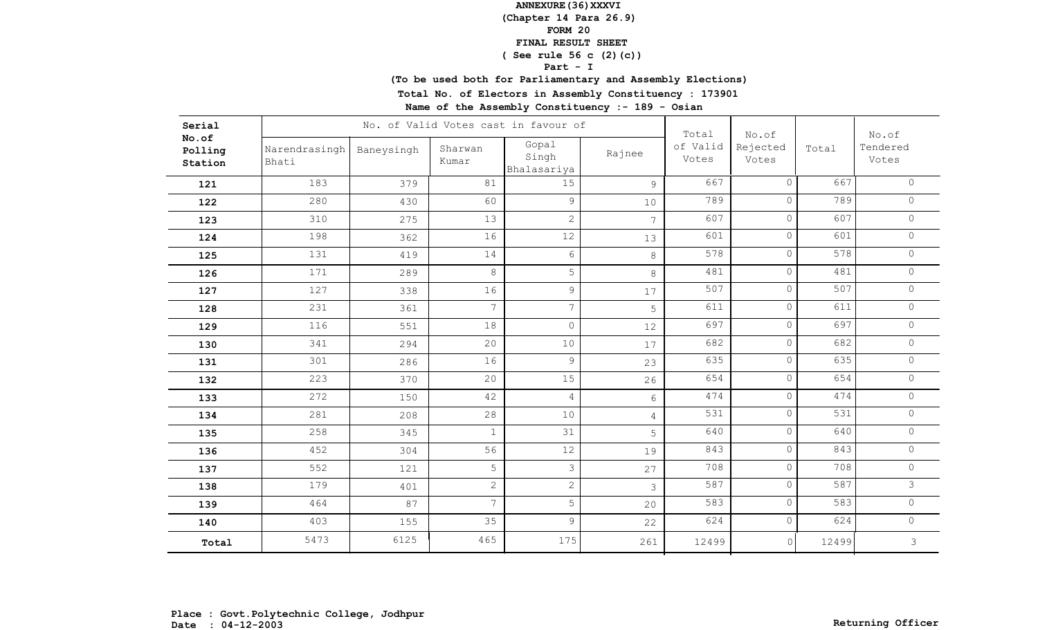**ANNEXURE(36)XXXVI**

**(Chapter 14 Para 26.9)**

**FORM 20**

**FINAL RESULT SHEET**

**( See rule 56 c (2)(c))**

**Part - I**

**(To be used both for Parliamentary and Assembly Elections)**

**Total No. of Electors in Assembly Constituency : 173901**

**Name of the Assembly Constituency :- 189 - Osian**

| Serial No.of Polling Station | No. of Valid Votes cast in favour of | | | | | Total of Valid Votes | No.of Rejected Votes | Total | No.of Tendered Votes |
|---|---|---|---|---|---|---|---|---|---|
| | Narendrasingh Bhati | Baneysingh | Sharwan Kumar | Gopal Singh Bhalasariya | Rajnee | | | | |
| 121 | 183 | 379 | 81 | 15 | 9 | 667 | 0 | 667 | 0 |
| 122 | 280 | 430 | 60 | 9 | 10 | 789 | 0 | 789 | 0 |
| 123 | 310 | 275 | 13 | 2 | 7 | 607 | 0 | 607 | 0 |
| 124 | 198 | 362 | 16 | 12 | 13 | 601 | 0 | 601 | 0 |
| 125 | 131 | 419 | 14 | 6 | 8 | 578 | 0 | 578 | 0 |
| 126 | 171 | 289 | 8 | 5 | 8 | 481 | 0 | 481 | 0 |
| 127 | 127 | 338 | 16 | 9 | 17 | 507 | 0 | 507 | 0 |
| 128 | 231 | 361 | 7 | 7 | 5 | 611 | 0 | 611 | 0 |
| 129 | 116 | 551 | 18 | 0 | 12 | 697 | 0 | 697 | 0 |
| 130 | 341 | 294 | 20 | 10 | 17 | 682 | 0 | 682 | 0 |
| 131 | 301 | 286 | 16 | 9 | 23 | 635 | 0 | 635 | 0 |
| 132 | 223 | 370 | 20 | 15 | 26 | 654 | 0 | 654 | 0 |
| 133 | 272 | 150 | 42 | 4 | 6 | 474 | 0 | 474 | 0 |
| 134 | 281 | 208 | 28 | 10 | 4 | 531 | 0 | 531 | 0 |
| 135 | 258 | 345 | 1 | 31 | 5 | 640 | 0 | 640 | 0 |
| 136 | 452 | 304 | 56 | 12 | 19 | 843 | 0 | 843 | 0 |
| 137 | 552 | 121 | 5 | 3 | 27 | 708 | 0 | 708 | 0 |
| 138 | 179 | 401 | 2 | 2 | 3 | 587 | 0 | 587 | 3 |
| 139 | 464 | 87 | 7 | 5 | 20 | 583 | 0 | 583 | 0 |
| 140 | 403 | 155 | 35 | 9 | 22 | 624 | 0 | 624 | 0 |
| **Total** | 5473 | 6125 | 465 | 175 | 261 | 12499 | 0 | 12499 | 3 |

**Place : Govt.Polytechnic College, Jodhpur**
**Date : 04-12-2003**

**Returning Officer**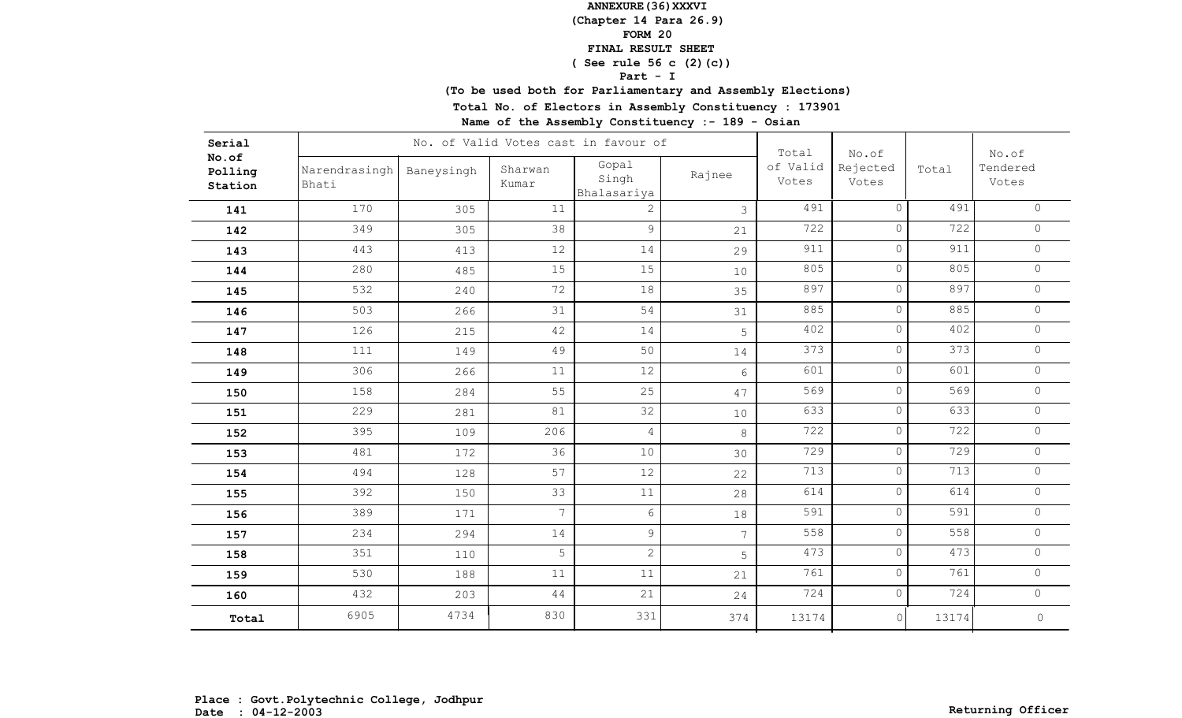**ANNEXURE(36)XXXVI**
**(Chapter 14 Para 26.9)**
**FORM 20**
**FINAL RESULT SHEET**
**( See rule 56 c (2)(c))**
**Part - I**
**(To be used both for Parliamentary and Assembly Elections)**
**Total No. of Electors in Assembly Constituency : 173901**
**Name of the Assembly Constituency :- 189 - Osian**

| Serial No.of Polling Station | No. of Valid Votes cast in favour of | | | | | Total of Valid Votes | No.of Rejected Votes | Total | No.of Tendered Votes |
|---|---|---|---|---|---|---|---|---|---|
| | Narendrasingh Bhati | Baneysingh | Sharwan Kumar | Gopal Singh Bhalasariya | Rajnee | | | | |
| **141** | 170 | 305 | 11 | 2 | 3 | 491 | 0 | 491 | 0 |
| **142** | 349 | 305 | 38 | 9 | 21 | 722 | 0 | 722 | 0 |
| **143** | 443 | 413 | 12 | 14 | 29 | 911 | 0 | 911 | 0 |
| **144** | 280 | 485 | 15 | 15 | 10 | 805 | 0 | 805 | 0 |
| **145** | 532 | 240 | 72 | 18 | 35 | 897 | 0 | 897 | 0 |
| **146** | 503 | 266 | 31 | 54 | 31 | 885 | 0 | 885 | 0 |
| **147** | 126 | 215 | 42 | 14 | 5 | 402 | 0 | 402 | 0 |
| **148** | 111 | 149 | 49 | 50 | 14 | 373 | 0 | 373 | 0 |
| **149** | 306 | 266 | 11 | 12 | 6 | 601 | 0 | 601 | 0 |
| **150** | 158 | 284 | 55 | 25 | 47 | 569 | 0 | 569 | 0 |
| **151** | 229 | 281 | 81 | 32 | 10 | 633 | 0 | 633 | 0 |
| **152** | 395 | 109 | 206 | 4 | 8 | 722 | 0 | 722 | 0 |
| **153** | 481 | 172 | 36 | 10 | 30 | 729 | 0 | 729 | 0 |
| **154** | 494 | 128 | 57 | 12 | 22 | 713 | 0 | 713 | 0 |
| **155** | 392 | 150 | 33 | 11 | 28 | 614 | 0 | 614 | 0 |
| **156** | 389 | 171 | 7 | 6 | 18 | 591 | 0 | 591 | 0 |
| **157** | 234 | 294 | 14 | 9 | 7 | 558 | 0 | 558 | 0 |
| **158** | 351 | 110 | 5 | 2 | 5 | 473 | 0 | 473 | 0 |
| **159** | 530 | 188 | 11 | 11 | 21 | 761 | 0 | 761 | 0 |
| **160** | 432 | 203 | 44 | 21 | 24 | 724 | 0 | 724 | 0 |
| **Total** | 6905 | 4734 | 830 | 331 | 374 | 13174 | 0 | 13174 | 0 |

**Place : Govt.Polytechnic College, Jodhpur**
**Date : 04-12-2003**

**Returning Officer**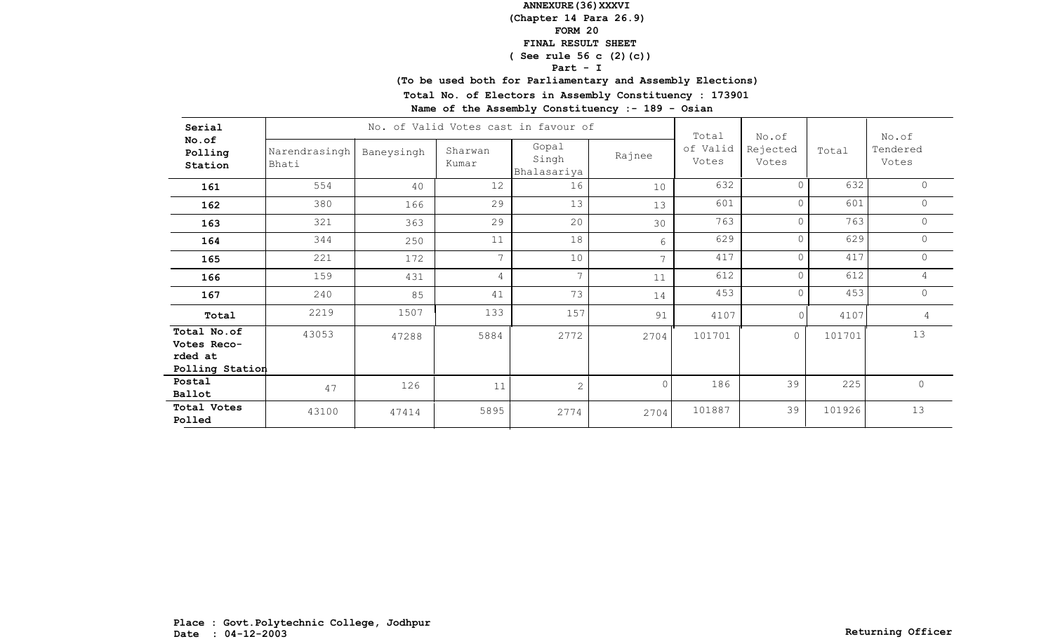**ANNEXURE(36)XXXVI**
**(Chapter 14 Para 26.9)**
**FORM 20**
**FINAL RESULT SHEET**
**( See rule 56 c (2)(c))**
**Part - I**
**(To be used both for Parliamentary and Assembly Elections)**
**Total No. of Electors in Assembly Constituency : 173901**
**Name of the Assembly Constituency :- 189 - Osian**

| Serial No.of Polling Station | No. of Valid Votes cast in favour of | | | | | Total of Valid Votes | No.of Rejected Votes | Total | No.of Tendered Votes |
|---|---|---|---|---|---|---|---|---|---|
| | Narendrasingh Bhati | Baneysingh | Sharwan Kumar | Gopal Singh Bhalasariya | Rajnee | | | | |
| 161 | 554 | 40 | 12 | 16 | 10 | 632 | 0 | 632 | 0 |
| 162 | 380 | 166 | 29 | 13 | 13 | 601 | 0 | 601 | 0 |
| 163 | 321 | 363 | 29 | 20 | 30 | 763 | 0 | 763 | 0 |
| 164 | 344 | 250 | 11 | 18 | 6 | 629 | 0 | 629 | 0 |
| 165 | 221 | 172 | 7 | 10 | 7 | 417 | 0 | 417 | 0 |
| 166 | 159 | 431 | 4 | 7 | 11 | 612 | 0 | 612 | 4 |
| 167 | 240 | 85 | 41 | 73 | 14 | 453 | 0 | 453 | 0 |
| **Total** | 2219 | 1507 | 133 | 157 | 91 | 4107 | 0 | 4107 | 4 |
| **Total No.of Votes Recorded at Polling Station** | 43053 | 47288 | 5884 | 2772 | 2704 | 101701 | 0 | 101701 | 13 |
| **Postal Ballot** | 47 | 126 | 11 | 2 | 0 | 186 | 39 | 225 | 0 |
| **Total Votes Polled** | 43100 | 47414 | 5895 | 2774 | 2704 | 101887 | 39 | 101926 | 13 |

**Place : Govt.Polytechnic College, Jodhpur**
**Date : 04-12-2003**

**Returning Officer**